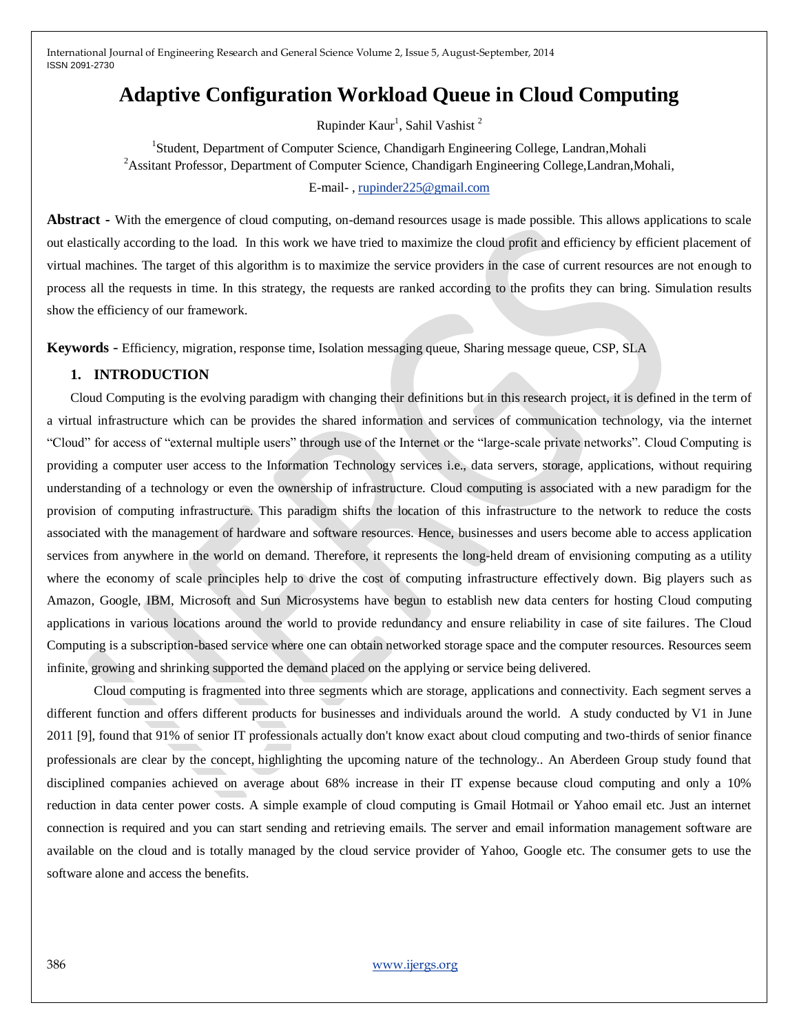# Adaptive Configuration Workload Queue in Cloud Computing

Rupinder Kaur[1], Sahil Vashist [2]

[1]Student, Department of Computer Science, Chandigarh Engineering College, Landran,Mohali

[2]Assitant Professor, Department of Computer Science, Chandigarh Engineering College,Landran,Mohali,

E-mail- , rupinder225@gmail.com

**Abstract -** With the emergence of cloud computing, on-demand resources usage is made possible. This allows applications to scale out elastically according to the load. In this work we have tried to maximize the cloud profit and efficiency by efficient placement of virtual machines. The target of this algorithm is to maximize the service providers in the case of current resources are not enough to process all the requests in time. In this strategy, the requests are ranked according to the profits they can bring. Simulation results show the efficiency of our framework.

**Keywords -** Efficiency, migration, response time, Isolation messaging queue, Sharing message queue, CSP, SLA

## 1. INTRODUCTION

Cloud Computing is the evolving paradigm with changing their definitions but in this research project, it is defined in the term of a virtual infrastructure which can be provides the shared information and services of communication technology, via the internet "Cloud" for access of "external multiple users" through use of the Internet or the "large-scale private networks". Cloud Computing is providing a computer user access to the Information Technology services i.e., data servers, storage, applications, without requiring understanding of a technology or even the ownership of infrastructure. Cloud computing is associated with a new paradigm for the provision of computing infrastructure. This paradigm shifts the location of this infrastructure to the network to reduce the costs associated with the management of hardware and software resources. Hence, businesses and users become able to access application services from anywhere in the world on demand. Therefore, it represents the long-held dream of envisioning computing as a utility where the economy of scale principles help to drive the cost of computing infrastructure effectively down. Big players such as Amazon, Google, IBM, Microsoft and Sun Microsystems have begun to establish new data centers for hosting Cloud computing applications in various locations around the world to provide redundancy and ensure reliability in case of site failures. The Cloud Computing is a subscription-based service where one can obtain networked storage space and the computer resources. Resources seem infinite, growing and shrinking supported the demand placed on the applying or service being delivered.

Cloud computing is fragmented into three segments which are storage, applications and connectivity. Each segment serves a different function and offers different products for businesses and individuals around the world. A study conducted by V1 in June 2011 [9], found that 91% of senior IT professionals actually don't know exact about cloud computing and two-thirds of senior finance professionals are clear by the concept, highlighting the upcoming nature of the technology.. An Aberdeen Group study found that disciplined companies achieved on average about 68% increase in their IT expense because cloud computing and only a 10% reduction in data center power costs. A simple example of cloud computing is Gmail Hotmail or Yahoo email etc. Just an internet connection is required and you can start sending and retrieving emails. The server and email information management software are available on the cloud and is totally managed by the cloud service provider of Yahoo, Google etc. The consumer gets to use the software alone and access the benefits.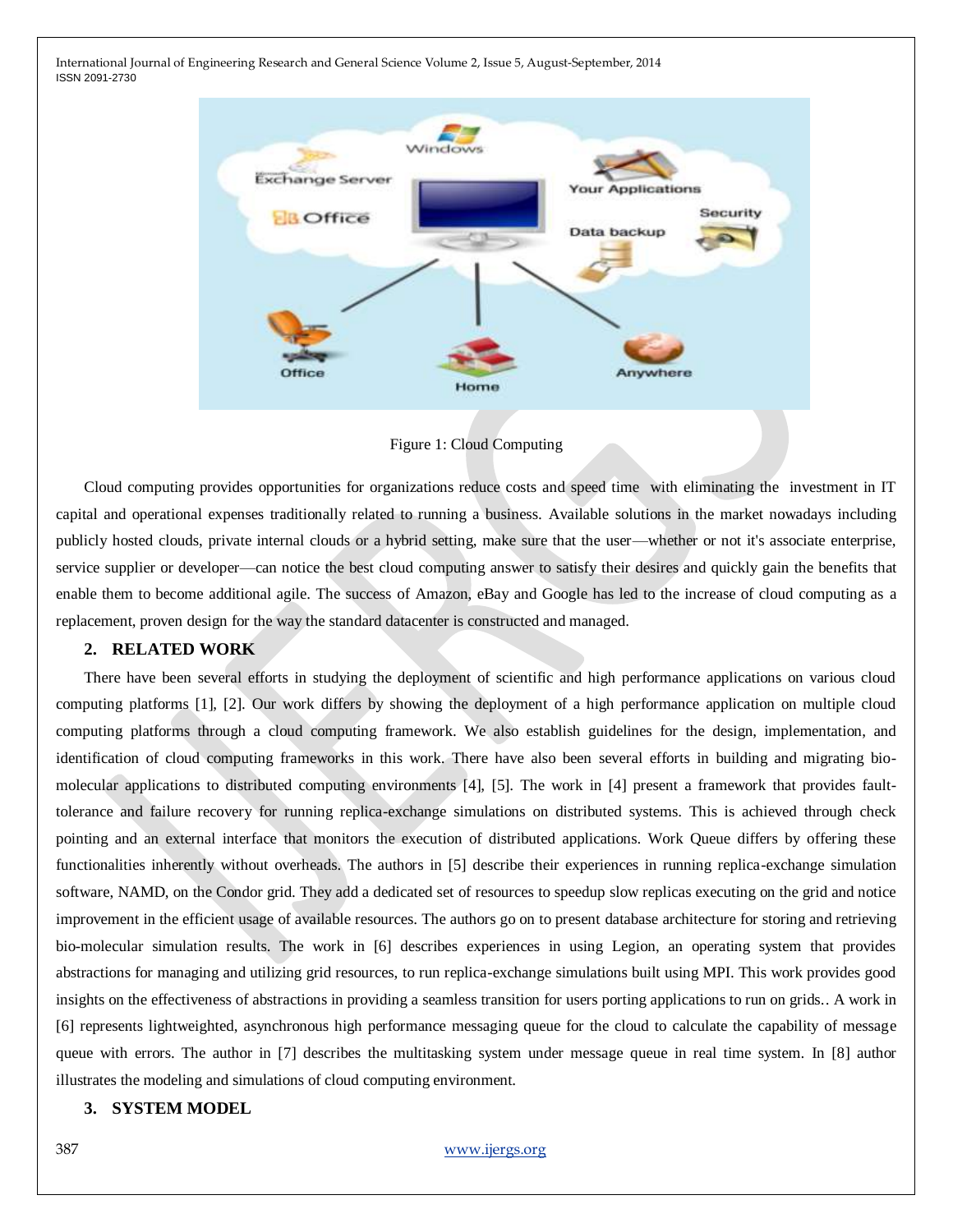Figure 1: Cloud Computing

Cloud computing provides opportunities for organizations reduce costs and speed time with eliminating the investment in IT capital and operational expenses traditionally related to running a business. Available solutions in the market nowadays including publicly hosted clouds, private internal clouds or a hybrid setting, make sure that the user—whether or not it's associate enterprise, service supplier or developer—can notice the best cloud computing answer to satisfy their desires and quickly gain the benefits that enable them to become additional agile. The success of Amazon, eBay and Google has led to the increase of cloud computing as a replacement, proven design for the way the standard datacenter is constructed and managed.

## 2. RELATED WORK

There have been several efforts in studying the deployment of scientific and high performance applications on various cloud computing platforms [1], [2]. Our work differs by showing the deployment of a high performance application on multiple cloud computing platforms through a cloud computing framework. We also establish guidelines for the design, implementation, and identification of cloud computing frameworks in this work. There have also been several efforts in building and migrating bio-molecular applications to distributed computing environments [4], [5]. The work in [4] present a framework that provides fault-tolerance and failure recovery for running replica-exchange simulations on distributed systems. This is achieved through check pointing and an external interface that monitors the execution of distributed applications. Work Queue differs by offering these functionalities inherently without overheads. The authors in [5] describe their experiences in running replica-exchange simulation software, NAMD, on the Condor grid. They add a dedicated set of resources to speedup slow replicas executing on the grid and notice improvement in the efficient usage of available resources. The authors go on to present database architecture for storing and retrieving bio-molecular simulation results. The work in [6] describes experiences in using Legion, an operating system that provides abstractions for managing and utilizing grid resources, to run replica-exchange simulations built using MPI. This work provides good insights on the effectiveness of abstractions in providing a seamless transition for users porting applications to run on grids.. A work in [6] represents lightweighted, asynchronous high performance messaging queue for the cloud to calculate the capability of message queue with errors. The author in [7] describes the multitasking system under message queue in real time system. In [8] author illustrates the modeling and simulations of cloud computing environment.

## 3. SYSTEM MODEL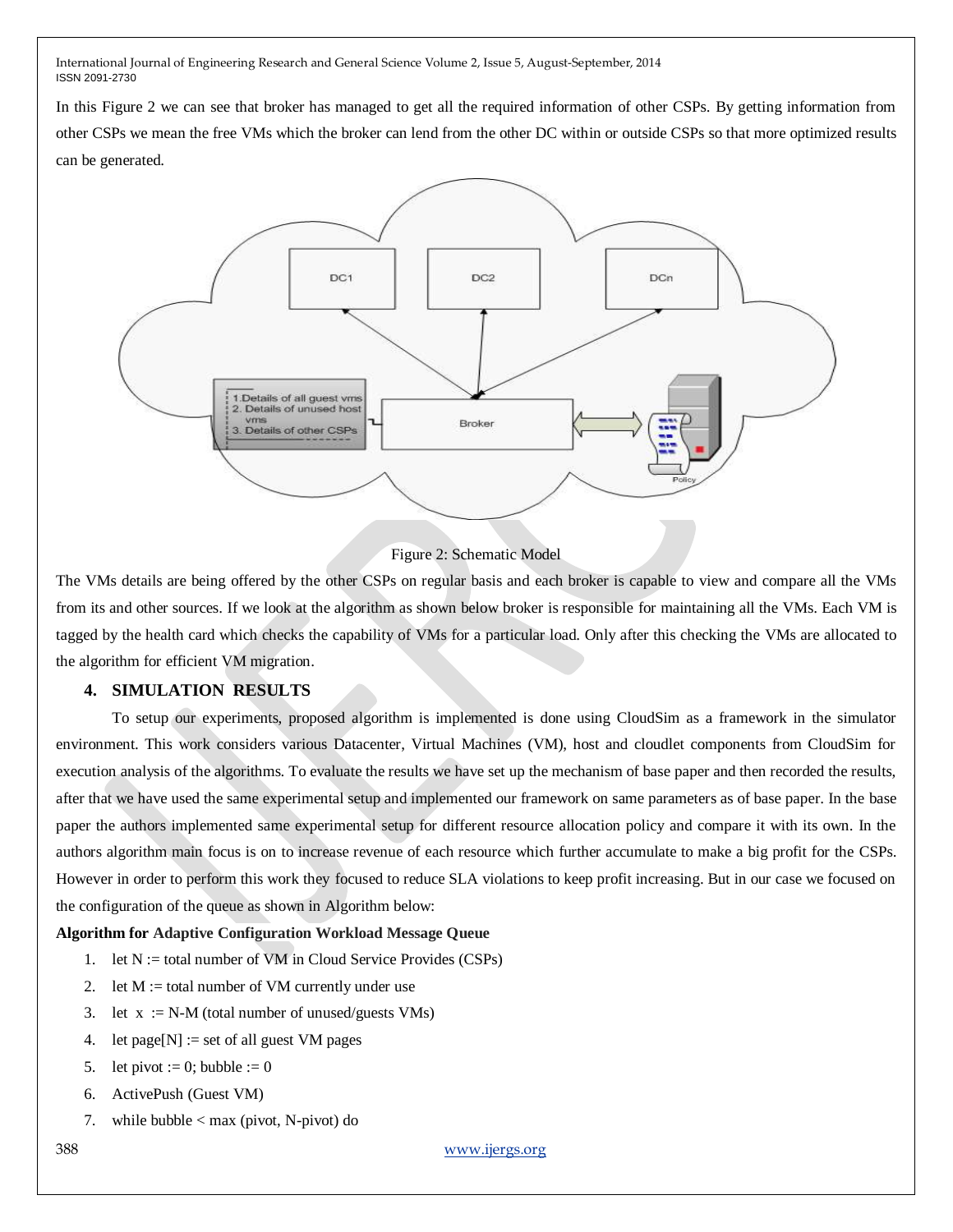In this Figure 2 we can see that broker has managed to get all the required information of other CSPs. By getting information from other CSPs we mean the free VMs which the broker can lend from the other DC within or outside CSPs so that more optimized results can be generated.

Figure 2: Schematic Model

The VMs details are being offered by the other CSPs on regular basis and each broker is capable to view and compare all the VMs from its and other sources. If we look at the algorithm as shown below broker is responsible for maintaining all the VMs. Each VM is tagged by the health card which checks the capability of VMs for a particular load. Only after this checking the VMs are allocated to the algorithm for efficient VM migration.

## 4. SIMULATION RESULTS

To setup our experiments, proposed algorithm is implemented is done using CloudSim as a framework in the simulator environment. This work considers various Datacenter, Virtual Machines (VM), host and cloudlet components from CloudSim for execution analysis of the algorithms. To evaluate the results we have set up the mechanism of base paper and then recorded the results, after that we have used the same experimental setup and implemented our framework on same parameters as of base paper. In the base paper the authors implemented same experimental setup for different resource allocation policy and compare it with its own. In the authors algorithm main focus is on to increase revenue of each resource which further accumulate to make a big profit for the CSPs. However in order to perform this work they focused to reduce SLA violations to keep profit increasing. But in our case we focused on the configuration of the queue as shown in Algorithm below:

**Algorithm for Adaptive Configuration Workload Message Queue**

1. let N := total number of VM in Cloud Service Provides (CSPs)
2. let M := total number of VM currently under use
3. let x := N-M (total number of unused/guests VMs)
4. let page[N] := set of all guest VM pages
5. let pivot := 0; bubble := 0
6. ActivePush (Guest VM)
7. while bubble < max (pivot, N-pivot) do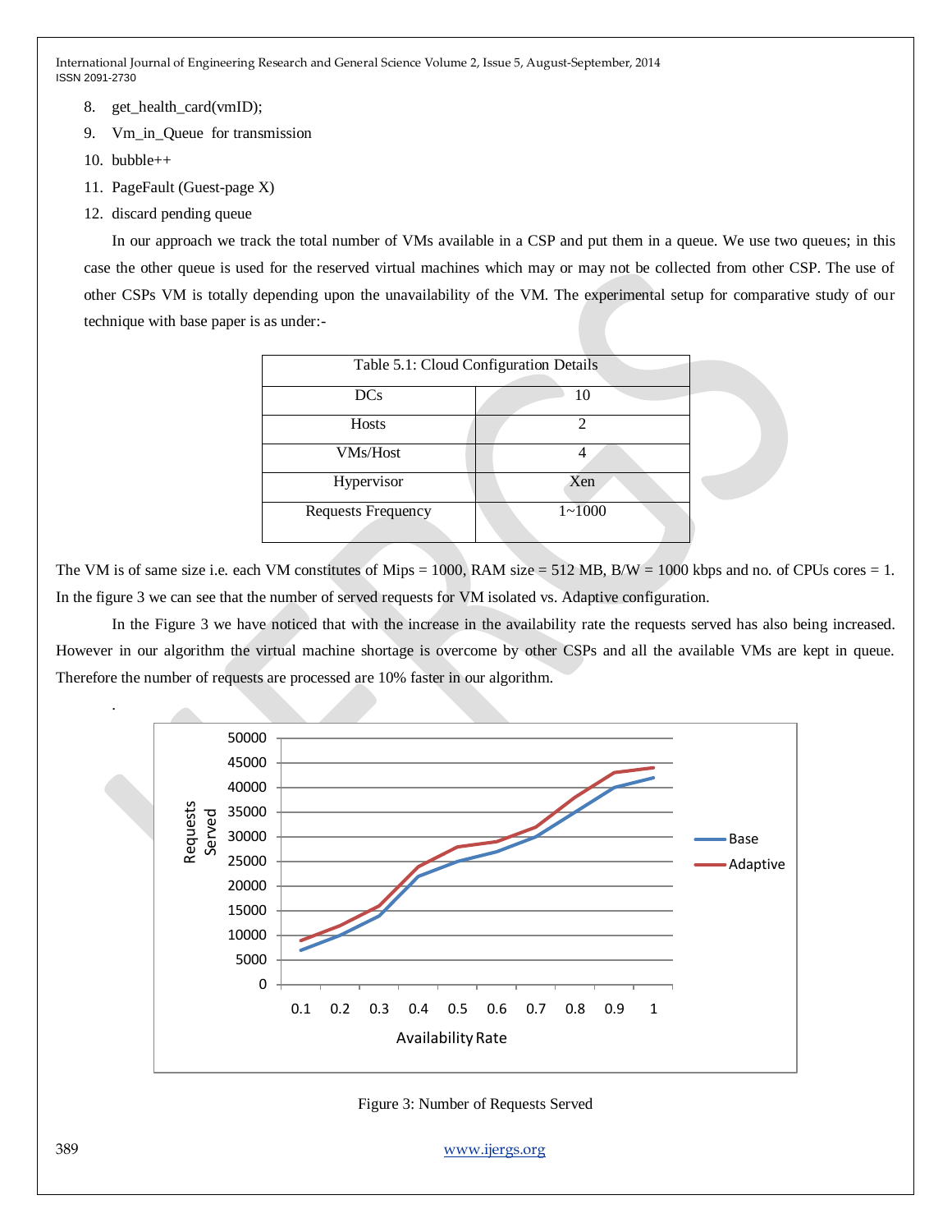8. get_health_card(vmID);
9. Vm_in_Queue for transmission
10. bubble++
11. PageFault (Guest-page X)
12. discard pending queue

In our approach we track the total number of VMs available in a CSP and put them in a queue. We use two queues; in this case the other queue is used for the reserved virtual machines which may or may not be collected from other CSP. The use of other CSPs VM is totally depending upon the unavailability of the VM. The experimental setup for comparative study of our technique with base paper is as under:-

| Table 5.1: Cloud Configuration Details | |
|---|---|
| DCs | 10 |
| Hosts | 2 |
| VMs/Host | 4 |
| Hypervisor | Xen |
| Requests Frequency | 1~1000 |

The VM is of same size i.e. each VM constitutes of Mips = 1000, RAM size = 512 MB, B/W = 1000 kbps and no. of CPUs cores = 1. In the figure 3 we can see that the number of served requests for VM isolated vs. Adaptive configuration.

In the Figure 3 we have noticed that with the increase in the availability rate the requests served has also being increased. However in our algorithm the virtual machine shortage is overcome by other CSPs and all the available VMs are kept in queue. Therefore the number of requests are processed are 10% faster in our algorithm.

.

Figure 3: Number of Requests Served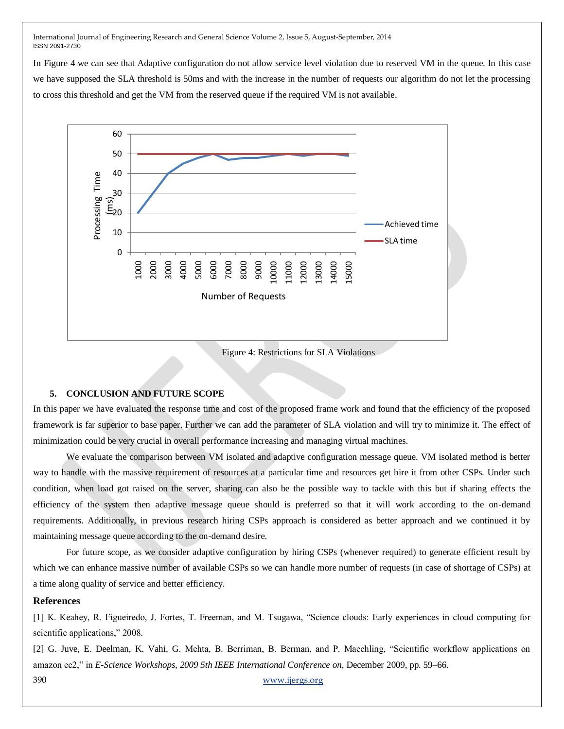In Figure 4 we can see that Adaptive configuration do not allow service level violation due to reserved VM in the queue. In this case we have supposed the SLA threshold is 50ms and with the increase in the number of requests our algorithm do not let the processing to cross this threshold and get the VM from the reserved queue if the required VM is not available.

Figure 4: Restrictions for SLA Violations

## 5. CONCLUSION AND FUTURE SCOPE

In this paper we have evaluated the response time and cost of the proposed frame work and found that the efficiency of the proposed framework is far superior to base paper. Further we can add the parameter of SLA violation and will try to minimize it. The effect of minimization could be very crucial in overall performance increasing and managing virtual machines.

We evaluate the comparison between VM isolated and adaptive configuration message queue. VM isolated method is better way to handle with the massive requirement of resources at a particular time and resources get hire it from other CSPs. Under such condition, when load got raised on the server, sharing can also be the possible way to tackle with this but if sharing effects the efficiency of the system then adaptive message queue should is preferred so that it will work according to the on-demand requirements. Additionally, in previous research hiring CSPs approach is considered as better approach and we continued it by maintaining message queue according to the on-demand desire.

For future scope, as we consider adaptive configuration by hiring CSPs (whenever required) to generate efficient result by which we can enhance massive number of available CSPs so we can handle more number of requests (in case of shortage of CSPs) at a time along quality of service and better efficiency.

## References

[1] K. Keahey, R. Figueiredo, J. Fortes, T. Freeman, and M. Tsugawa, "Science clouds: Early experiences in cloud computing for scientific applications," 2008.

[2] G. Juve, E. Deelman, K. Vahi, G. Mehta, B. Berriman, B. Berman, and P. Maechling, "Scientific workflow applications on amazon ec2," in *E-Science Workshops, 2009 5th IEEE International Conference on*, December 2009, pp. 59–66.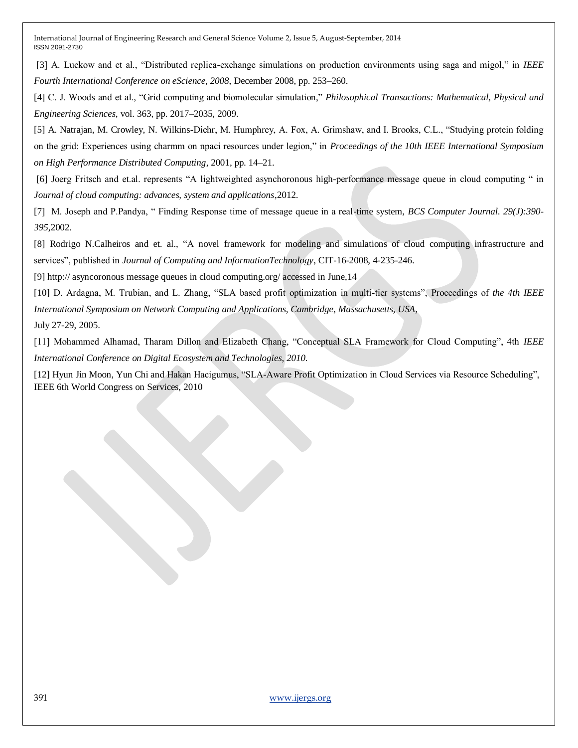[3] A. Luckow and et al., “Distributed replica-exchange simulations on production environments using saga and migol,” in *IEEE Fourth International Conference on eScience, 2008*, December 2008, pp. 253–260.

[4] C. J. Woods and et al., “Grid computing and biomolecular simulation,” *Philosophical Transactions: Mathematical, Physical and Engineering Sciences*, vol. 363, pp. 2017–2035, 2009.

[5] A. Natrajan, M. Crowley, N. Wilkins-Diehr, M. Humphrey, A. Fox, A. Grimshaw, and I. Brooks, C.L., “Studying protein folding on the grid: Experiences using charmm on npaci resources under legion,” in *Proceedings of the 10th IEEE International Symposium on High Performance Distributed Computing*, 2001, pp. 14–21.

[6] Joerg Fritsch and et.al. represents “A lightweighted asynchoronous high-performance message queue in cloud computing “ in *Journal of cloud computing: advances, system and applications*,2012.

[7] M. Joseph and P.Pandya, “ Finding Response time of message queue in a real-time system, *BCS Computer Journal. 29(J):390-395*,2002.

[8] Rodrigo N.Calheiros and et. al., “A novel framework for modeling and simulations of cloud computing infrastructure and services”, published in *Journal of Computing and InformationTechnology*, CIT-16-2008, 4-235-246.

[9] http:// asyncoronous message queues in cloud computing.org/ accessed in June,14

[10] D. Ardagna, M. Trubian, and L. Zhang, “SLA based profit optimization in multi-tier systems”, Proceedings of *the 4th IEEE International Symposium on Network Computing and Applications, Cambridge, Massachusetts, USA*, July 27-29, 2005.

[11] Mohammed Alhamad, Tharam Dillon and Elizabeth Chang, “Conceptual SLA Framework for Cloud Computing”, 4th *IEEE International Conference on Digital Ecosystem and Technologies, 2010.*

[12] Hyun Jin Moon, Yun Chi and Hakan Hacigumus, “SLA-Aware Profit Optimization in Cloud Services via Resource Scheduling”, IEEE 6th World Congress on Services, 2010